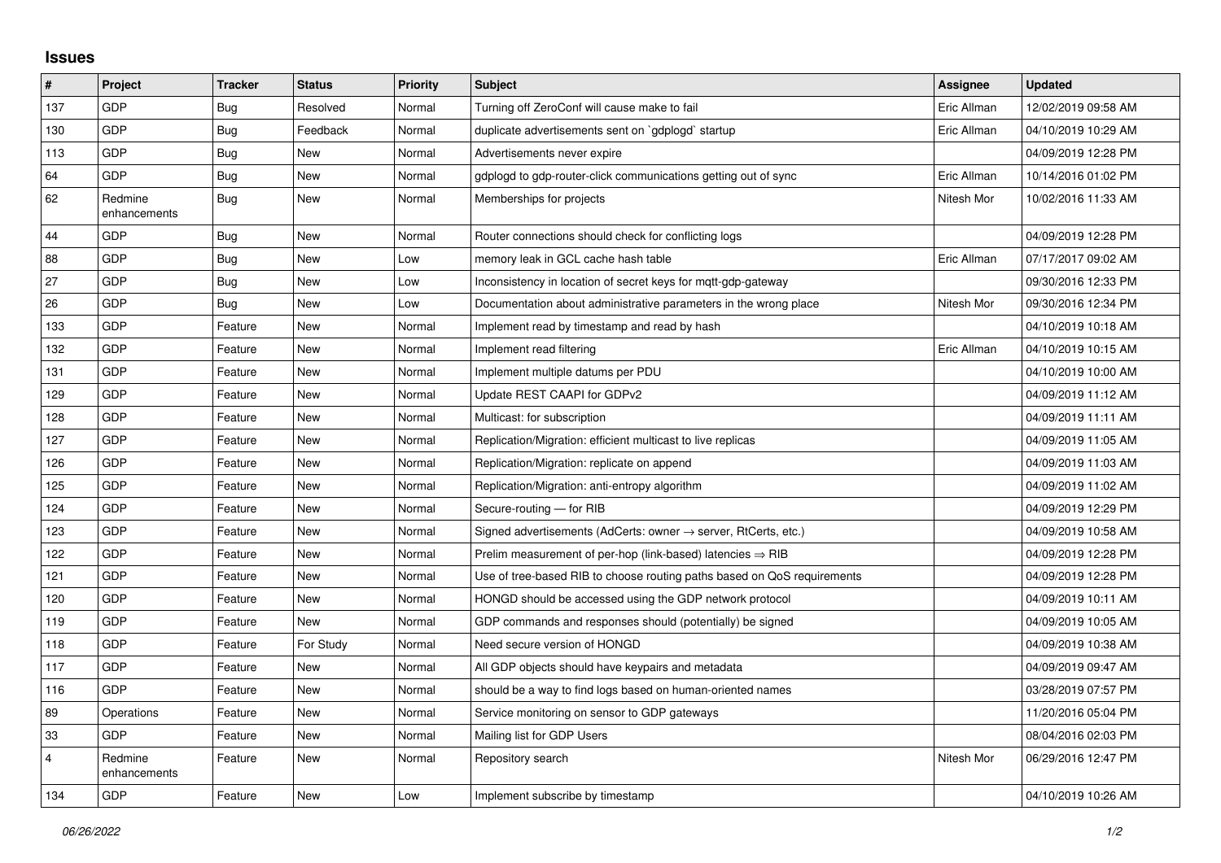## Issues

| # | Project | Tracker | Status | Priority | Subject | Assignee | Updated |
|---|---|---|---|---|---|---|---|
| 137 | GDP | Bug | Resolved | Normal | Turning off ZeroConf will cause make to fail | Eric Allman | 12/02/2019 09:58 AM |
| 130 | GDP | Bug | Feedback | Normal | duplicate advertisements sent on `gdplogd` startup | Eric Allman | 04/10/2019 10:29 AM |
| 113 | GDP | Bug | New | Normal | Advertisements never expire | | 04/09/2019 12:28 PM |
| 64 | GDP | Bug | New | Normal | gdplogd to gdp-router-click communications getting out of sync | Eric Allman | 10/14/2016 01:02 PM |
| 62 | Redmine enhancements | Bug | New | Normal | Memberships for projects | Nitesh Mor | 10/02/2016 11:33 AM |
| 44 | GDP | Bug | New | Normal | Router connections should check for conflicting logs | | 04/09/2019 12:28 PM |
| 88 | GDP | Bug | New | Low | memory leak in GCL cache hash table | Eric Allman | 07/17/2017 09:02 AM |
| 27 | GDP | Bug | New | Low | Inconsistency in location of secret keys for mqtt-gdp-gateway | | 09/30/2016 12:33 PM |
| 26 | GDP | Bug | New | Low | Documentation about administrative parameters in the wrong place | Nitesh Mor | 09/30/2016 12:34 PM |
| 133 | GDP | Feature | New | Normal | Implement read by timestamp and read by hash | | 04/10/2019 10:18 AM |
| 132 | GDP | Feature | New | Normal | Implement read filtering | Eric Allman | 04/10/2019 10:15 AM |
| 131 | GDP | Feature | New | Normal | Implement multiple datums per PDU | | 04/10/2019 10:00 AM |
| 129 | GDP | Feature | New | Normal | Update REST CAAPI for GDPv2 | | 04/09/2019 11:12 AM |
| 128 | GDP | Feature | New | Normal | Multicast: for subscription | | 04/09/2019 11:11 AM |
| 127 | GDP | Feature | New | Normal | Replication/Migration: efficient multicast to live replicas | | 04/09/2019 11:05 AM |
| 126 | GDP | Feature | New | Normal | Replication/Migration: replicate on append | | 04/09/2019 11:03 AM |
| 125 | GDP | Feature | New | Normal | Replication/Migration: anti-entropy algorithm | | 04/09/2019 11:02 AM |
| 124 | GDP | Feature | New | Normal | Secure-routing — for RIB | | 04/09/2019 12:29 PM |
| 123 | GDP | Feature | New | Normal | Signed advertisements (AdCerts: owner → server, RtCerts, etc.) | | 04/09/2019 10:58 AM |
| 122 | GDP | Feature | New | Normal | Prelim measurement of per-hop (link-based) latencies ⇒ RIB | | 04/09/2019 12:28 PM |
| 121 | GDP | Feature | New | Normal | Use of tree-based RIB to choose routing paths based on QoS requirements | | 04/09/2019 12:28 PM |
| 120 | GDP | Feature | New | Normal | HONGD should be accessed using the GDP network protocol | | 04/09/2019 10:11 AM |
| 119 | GDP | Feature | New | Normal | GDP commands and responses should (potentially) be signed | | 04/09/2019 10:05 AM |
| 118 | GDP | Feature | For Study | Normal | Need secure version of HONGD | | 04/09/2019 10:38 AM |
| 117 | GDP | Feature | New | Normal | All GDP objects should have keypairs and metadata | | 04/09/2019 09:47 AM |
| 116 | GDP | Feature | New | Normal | should be a way to find logs based on human-oriented names | | 03/28/2019 07:57 PM |
| 89 | Operations | Feature | New | Normal | Service monitoring on sensor to GDP gateways | | 11/20/2016 05:04 PM |
| 33 | GDP | Feature | New | Normal | Mailing list for GDP Users | | 08/04/2016 02:03 PM |
| 4 | Redmine enhancements | Feature | New | Normal | Repository search | Nitesh Mor | 06/29/2016 12:47 PM |
| 134 | GDP | Feature | New | Low | Implement subscribe by timestamp | | 04/10/2019 10:26 AM |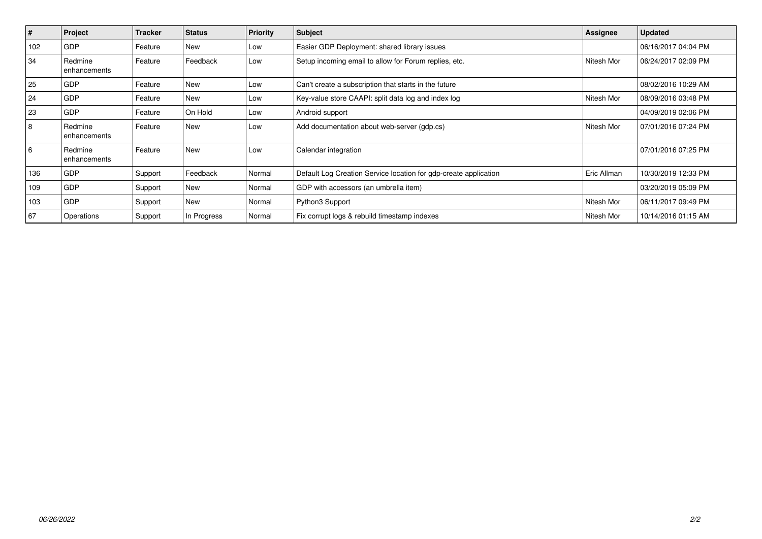| # | Project | Tracker | Status | Priority | Subject | Assignee | Updated |
|---|---|---|---|---|---|---|---|
| 102 | GDP | Feature | New | Low | Easier GDP Deployment: shared library issues | | 06/16/2017 04:04 PM |
| 34 | Redmine enhancements | Feature | Feedback | Low | Setup incoming email to allow for Forum replies, etc. | Nitesh Mor | 06/24/2017 02:09 PM |
| 25 | GDP | Feature | New | Low | Can't create a subscription that starts in the future | | 08/02/2016 10:29 AM |
| 24 | GDP | Feature | New | Low | Key-value store CAAPI: split data log and index log | Nitesh Mor | 08/09/2016 03:48 PM |
| 23 | GDP | Feature | On Hold | Low | Android support | | 04/09/2019 02:06 PM |
| 8 | Redmine enhancements | Feature | New | Low | Add documentation about web-server (gdp.cs) | Nitesh Mor | 07/01/2016 07:24 PM |
| 6 | Redmine enhancements | Feature | New | Low | Calendar integration | | 07/01/2016 07:25 PM |
| 136 | GDP | Support | Feedback | Normal | Default Log Creation Service location for gdp-create application | Eric Allman | 10/30/2019 12:33 PM |
| 109 | GDP | Support | New | Normal | GDP with accessors (an umbrella item) | | 03/20/2019 05:09 PM |
| 103 | GDP | Support | New | Normal | Python3 Support | Nitesh Mor | 06/11/2017 09:49 PM |
| 67 | Operations | Support | In Progress | Normal | Fix corrupt logs & rebuild timestamp indexes | Nitesh Mor | 10/14/2016 01:15 AM |

*06/26/2022*